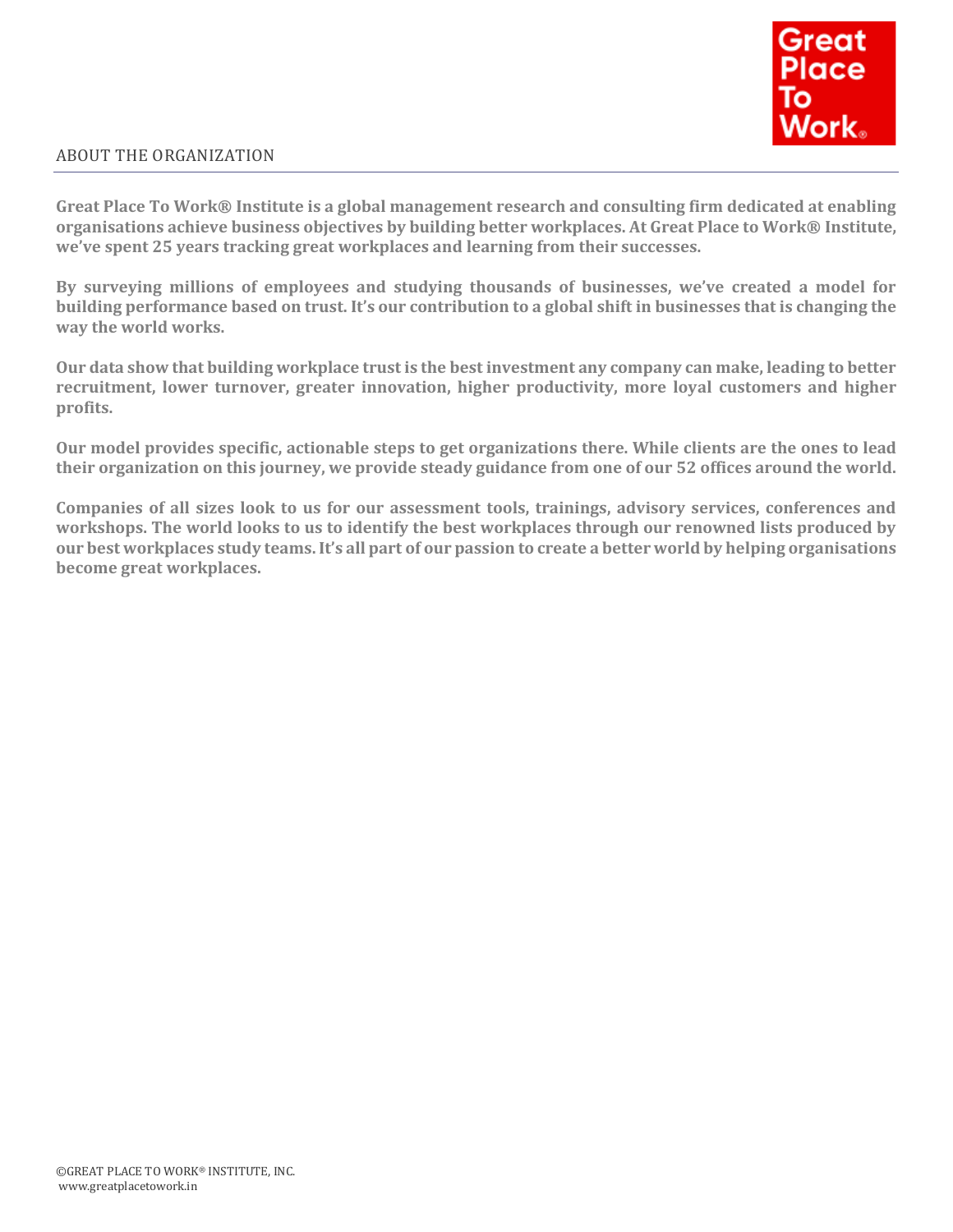## ABOUT THE ORGANIZATION

**Great Place To Work® Institute is a global management research and consulting firm dedicated at enabling organisations achieve business objectives by building better workplaces. At Great Place to Work® Institute, we've spent 25 years tracking great workplaces and learning from their successes.**

**By surveying millions of employees and studying thousands of businesses, we've created a model for building performance based on trust. It's our contribution to a global shift in businesses that is changing the way the world works.**

**Our data show that building workplace trust is the best investment any company can make, leading to better recruitment, lower turnover, greater innovation, higher productivity, more loyal customers and higher profits.**

**Our model provides specific, actionable steps to get organizations there. While clients are the ones to lead their organization on this journey, we provide steady guidance from one of our 52 offices around the world.**

**Companies of all sizes look to us for our assessment tools, trainings, advisory services, conferences and workshops. The world looks to us to identify the best workplaces through our renowned lists produced by our best workplaces study teams. It's all part of our passion to create a better world by helping organisations become great workplaces.**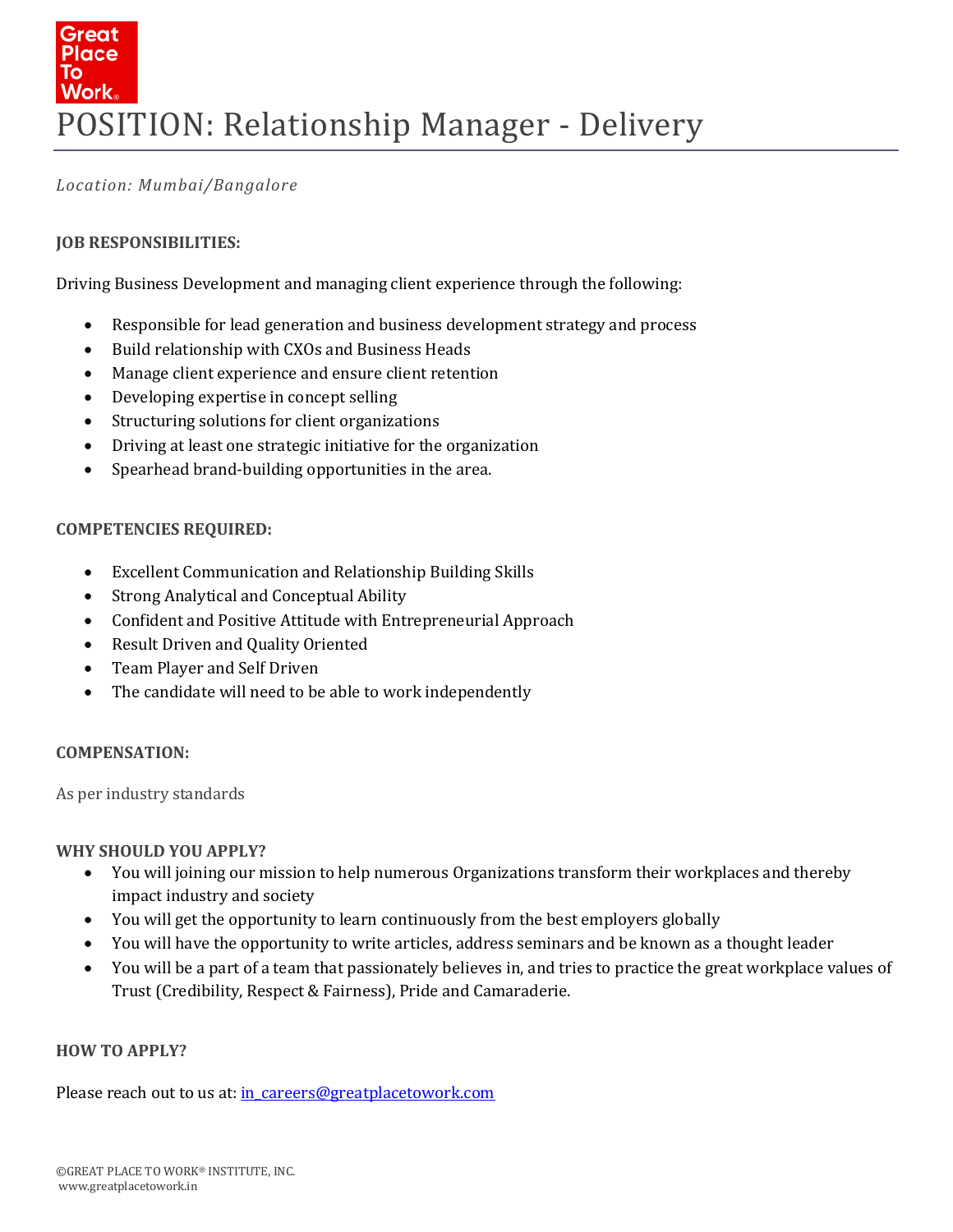# POSITION: Relationship Manager - Delivery

*Location: Mumbai/Bangalore*

**JOB RESPONSIBILITIES:**

Driving Business Development and managing client experience through the following:

- Responsible for lead generation and business development strategy and process
- Build relationship with CXOs and Business Heads
- Manage client experience and ensure client retention
- Developing expertise in concept selling
- Structuring solutions for client organizations
- Driving at least one strategic initiative for the organization
- Spearhead brand-building opportunities in the area.

**COMPETENCIES REQUIRED:**

- Excellent Communication and Relationship Building Skills
- Strong Analytical and Conceptual Ability
- Confident and Positive Attitude with Entrepreneurial Approach
- Result Driven and Quality Oriented
- Team Player and Self Driven
- The candidate will need to be able to work independently

**COMPENSATION:**

As per industry standards

**WHY SHOULD YOU APPLY?**

- You will joining our mission to help numerous Organizations transform their workplaces and thereby impact industry and society
- You will get the opportunity to learn continuously from the best employers globally
- You will have the opportunity to write articles, address seminars and be known as a thought leader
- You will be a part of a team that passionately believes in, and tries to practice the great workplace values of Trust (Credibility, Respect & Fairness), Pride and Camaraderie.

**HOW TO APPLY?**

Please reach out to us at: in_careers@greatplacetowork.com

©GREAT PLACE TO WORK® INSTITUTE, INC.
www.greatplacetowork.in